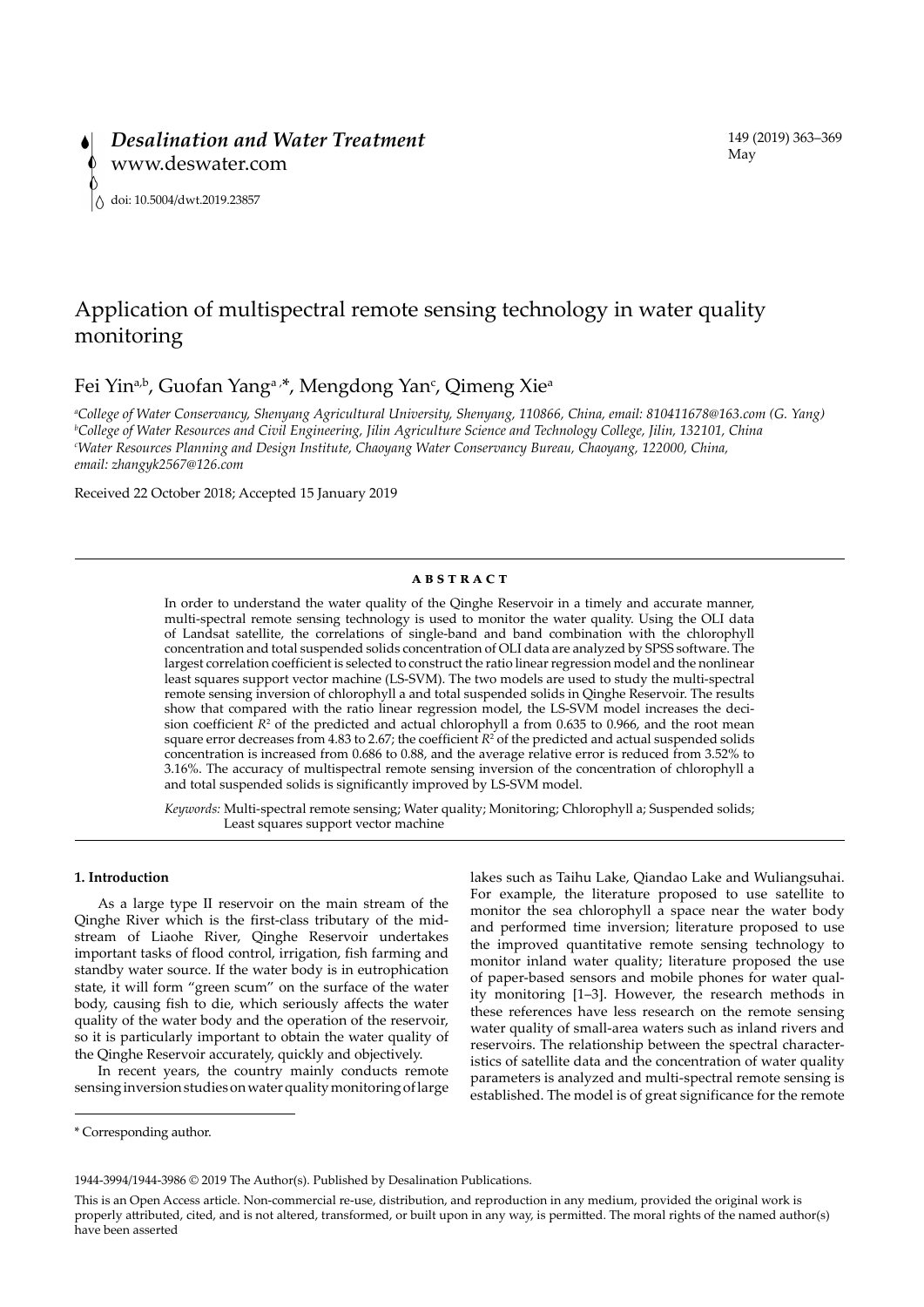# Application of multispectral remote sensing technology in water quality monitoring

Fei Yin[a,b], Guofan Yang[a,*], Mengdong Yan[c], Qimeng Xie[a]

[a]College of Water Conservancy, Shenyang Agricultural University, Shenyang, 110866, China, email: 810411678@163.com (G. Yang)
[b]College of Water Resources and Civil Engineering, Jilin Agriculture Science and Technology College, Jilin, 132101, China
[c]Water Resources Planning and Design Institute, Chaoyang Water Conservancy Bureau, Chaoyang, 122000, China, email: zhangyk2567@126.com

Received 22 October 2018; Accepted 15 January 2019

## ABSTRACT

In order to understand the water quality of the Qinghe Reservoir in a timely and accurate manner, multi-spectral remote sensing technology is used to monitor the water quality. Using the OLI data of Landsat satellite, the correlations of single-band and band combination with the chlorophyll concentration and total suspended solids concentration of OLI data are analyzed by SPSS software. The largest correlation coefficient is selected to construct the ratio linear regression model and the nonlinear least squares support vector machine (LS-SVM). The two models are used to study the multi-spectral remote sensing inversion of chlorophyll a and total suspended solids in Qinghe Reservoir. The results show that compared with the ratio linear regression model, the LS-SVM model increases the decision coefficient $R^2$ of the predicted and actual chlorophyll a from 0.635 to 0.966, and the root mean square error decreases from 4.83 to 2.67; the coefficient $R^2$ of the predicted and actual suspended solids concentration is increased from 0.686 to 0.88, and the average relative error is reduced from 3.52% to 3.16%. The accuracy of multispectral remote sensing inversion of the concentration of chlorophyll a and total suspended solids is significantly improved by LS-SVM model.

*Keywords:* Multi-spectral remote sensing; Water quality; Monitoring; Chlorophyll a; Suspended solids; Least squares support vector machine

## 1. Introduction

As a large type II reservoir on the main stream of the Qinghe River which is the first-class tributary of the mid-stream of Liaohe River, Qinghe Reservoir undertakes important tasks of flood control, irrigation, fish farming and standby water source. If the water body is in eutrophication state, it will form "green scum" on the surface of the water body, causing fish to die, which seriously affects the water quality of the water body and the operation of the reservoir, so it is particularly important to obtain the water quality of the Qinghe Reservoir accurately, quickly and objectively.

In recent years, the country mainly conducts remote sensing inversion studies on water quality monitoring of large lakes such as Taihu Lake, Qiandao Lake and Wuliangsuhai. For example, the literature proposed to use satellite to monitor the sea chlorophyll a space near the water body and performed time inversion; literature proposed to use the improved quantitative remote sensing technology to monitor inland water quality; literature proposed the use of paper-based sensors and mobile phones for water quality monitoring [1–3]. However, the research methods in these references have less research on the remote sensing water quality of small-area waters such as inland rivers and reservoirs. The relationship between the spectral characteristics of satellite data and the concentration of water quality parameters is analyzed and multi-spectral remote sensing is established. The model is of great significance for the remote

\* Corresponding author.

1944-3994/1944-3986 © 2019 The Author(s). Published by Desalination Publications.

This is an Open Access article. Non-commercial re-use, distribution, and reproduction in any medium, provided the original work is properly attributed, cited, and is not altered, transformed, or built upon in any way, is permitted. The moral rights of the named author(s) have been asserted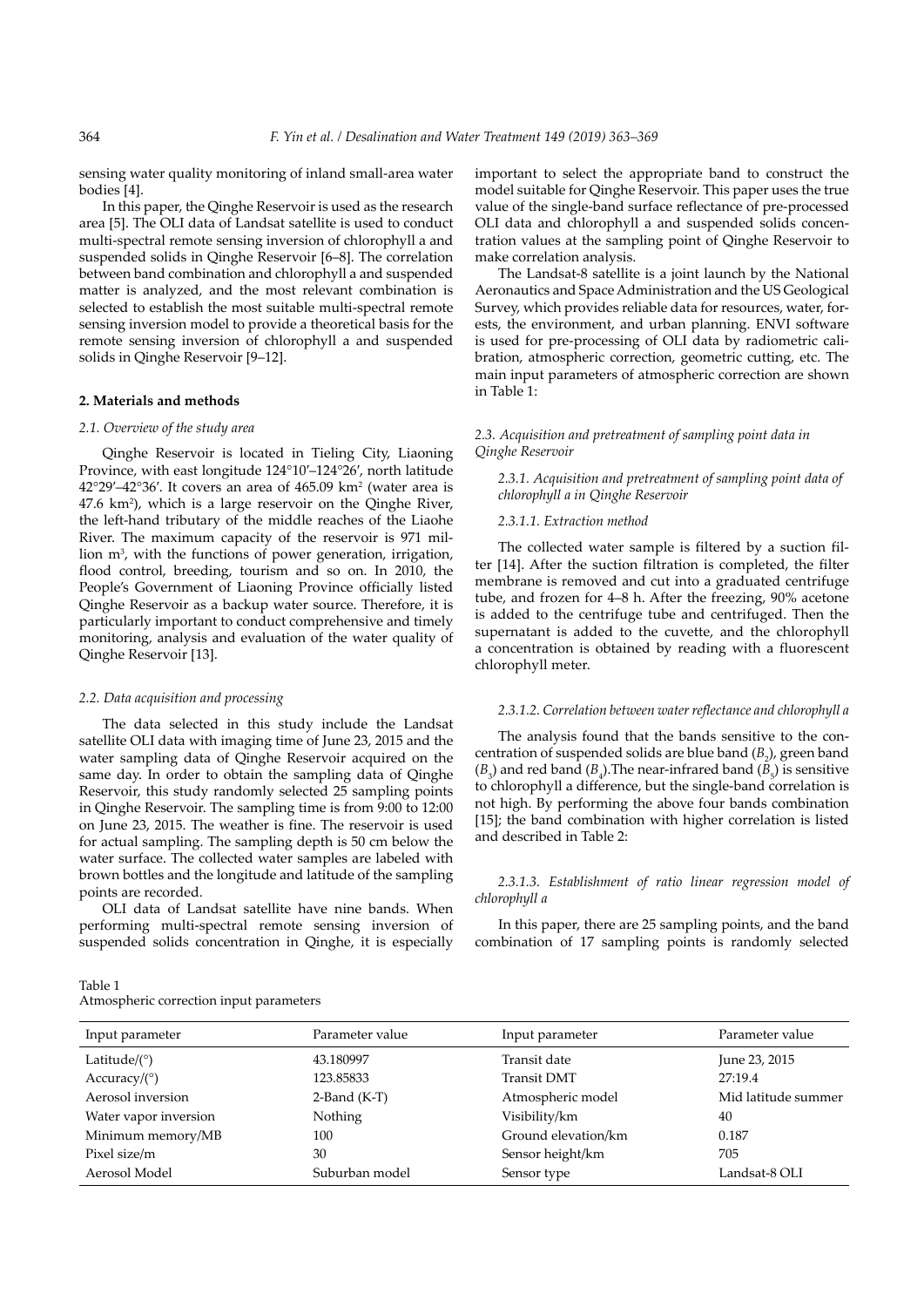sensing water quality monitoring of inland small-area water bodies [4].

In this paper, the Qinghe Reservoir is used as the research area [5]. The OLI data of Landsat satellite is used to conduct multi-spectral remote sensing inversion of chlorophyll a and suspended solids in Qinghe Reservoir [6–8]. The correlation between band combination and chlorophyll a and suspended matter is analyzed, and the most relevant combination is selected to establish the most suitable multi-spectral remote sensing inversion model to provide a theoretical basis for the remote sensing inversion of chlorophyll a and suspended solids in Qinghe Reservoir [9–12].

## 2. Materials and methods

### *2.1. Overview of the study area*

Qinghe Reservoir is located in Tieling City, Liaoning Province, with east longitude 124°10′–124°26′, north latitude 42°29′–42°36′. It covers an area of 465.09 km$^2$ (water area is 47.6 km$^2$), which is a large reservoir on the Qinghe River, the left-hand tributary of the middle reaches of the Liaohe River. The maximum capacity of the reservoir is 971 million m$^3$, with the functions of power generation, irrigation, flood control, breeding, tourism and so on. In 2010, the People's Government of Liaoning Province officially listed Qinghe Reservoir as a backup water source. Therefore, it is particularly important to conduct comprehensive and timely monitoring, analysis and evaluation of the water quality of Qinghe Reservoir [13].

### *2.2. Data acquisition and processing*

The data selected in this study include the Landsat satellite OLI data with imaging time of June 23, 2015 and the water sampling data of Qinghe Reservoir acquired on the same day. In order to obtain the sampling data of Qinghe Reservoir, this study randomly selected 25 sampling points in Qinghe Reservoir. The sampling time is from 9:00 to 12:00 on June 23, 2015. The weather is fine. The reservoir is used for actual sampling. The sampling depth is 50 cm below the water surface. The collected water samples are labeled with brown bottles and the longitude and latitude of the sampling points are recorded.

OLI data of Landsat satellite have nine bands. When performing multi-spectral remote sensing inversion of suspended solids concentration in Qinghe, it is especially important to select the appropriate band to construct the model suitable for Qinghe Reservoir. This paper uses the true value of the single-band surface reflectance of pre-processed OLI data and chlorophyll a and suspended solids concentration values at the sampling point of Qinghe Reservoir to make correlation analysis.

The Landsat-8 satellite is a joint launch by the National Aeronautics and Space Administration and the US Geological Survey, which provides reliable data for resources, water, forests, the environment, and urban planning. ENVI software is used for pre-processing of OLI data by radiometric calibration, atmospheric correction, geometric cutting, etc. The main input parameters of atmospheric correction are shown in Table 1:

Table 1
Atmospheric correction input parameters

| Input parameter | Parameter value | Input parameter | Parameter value |
|---|---|---|---|
| Latitude/(°) | 43.180997 | Transit date | June 23, 2015 |
| Accuracy/(°) | 123.85833 | Transit DMT | 27:19.4 |
| Aerosol inversion | 2-Band (K-T) | Atmospheric model | Mid latitude summer |
| Water vapor inversion | Nothing | Visibility/km | 40 |
| Minimum memory/MB | 100 | Ground elevation/km | 0.187 |
| Pixel size/m | 30 | Sensor height/km | 705 |
| Aerosol Model | Suburban model | Sensor type | Landsat-8 OLI |

### *2.3. Acquisition and pretreatment of sampling point data in Qinghe Reservoir*

#### *2.3.1. Acquisition and pretreatment of sampling point data of chlorophyll a in Qinghe Reservoir*

##### *2.3.1.1. Extraction method*

The collected water sample is filtered by a suction filter [14]. After the suction filtration is completed, the filter membrane is removed and cut into a graduated centrifuge tube, and frozen for 4–8 h. After the freezing, 90% acetone is added to the centrifuge tube and centrifuged. Then the supernatant is added to the cuvette, and the chlorophyll a concentration is obtained by reading with a fluorescent chlorophyll meter.

##### *2.3.1.2. Correlation between water reflectance and chlorophyll a*

The analysis found that the bands sensitive to the concentration of suspended solids are blue band ($B_2$), green band ($B_3$) and red band ($B_4$). The near-infrared band ($B_5$) is sensitive to chlorophyll a difference, but the single-band correlation is not high. By performing the above four bands combination [15]; the band combination with higher correlation is listed and described in Table 2:

##### *2.3.1.3. Establishment of ratio linear regression model of chlorophyll a*

In this paper, there are 25 sampling points, and the band combination of 17 sampling points is randomly selected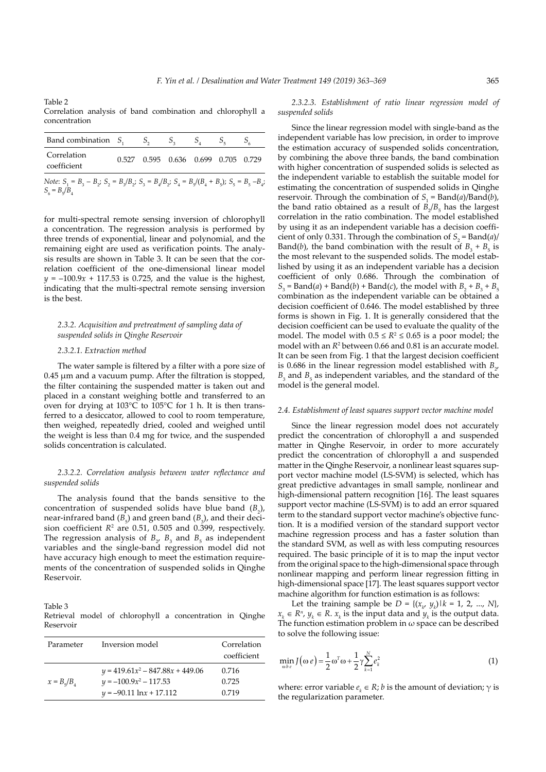Table 2
Correlation analysis of band combination and chlorophyll a concentration

| Band combination | $S_1$ | $S_2$ | $S_3$ | $S_4$ | $S_5$ | $S_6$ |
|---|---|---|---|---|---|---|
| Correlation coefficient | 0.527 | 0.595 | 0.636 | 0.699 | 0.705 | 0.729 |

*Note*: $S_1 = B_3 - B_2$; $S_2 = B_3/B_2$; $S_3 = B_4/B_2$; $S_4 = B_5/(B_4 + B_5)$; $S_5 = B_5 - B_4$; $S_6 = B_5/B_4$

for multi-spectral remote sensing inversion of chlorophyll a concentration. The regression analysis is performed by three trends of exponential, linear and polynomial, and the remaining eight are used as verification points. The analysis results are shown in Table 3. It can be seen that the correlation coefficient of the one-dimensional linear model $y = -100.9x + 117.53$ is 0.725, and the value is the highest, indicating that the multi-spectral remote sensing inversion is the best.

#### *2.3.2. Acquisition and pretreatment of sampling data of suspended solids in Qinghe Reservoir*

##### *2.3.2.1. Extraction method*

The water sample is filtered by a filter with a pore size of 0.45 μm and a vacuum pump. After the filtration is stopped, the filter containing the suspended matter is taken out and placed in a constant weighing bottle and transferred to an oven for drying at 103°C to 105°C for 1 h. It is then transferred to a desiccator, allowed to cool to room temperature, then weighed, repeatedly dried, cooled and weighed until the weight is less than 0.4 mg for twice, and the suspended solids concentration is calculated.

##### *2.3.2.2. Correlation analysis between water reflectance and suspended solids*

The analysis found that the bands sensitive to the concentration of suspended solids have blue band ($B_2$), near-infrared band ($B_5$) and green band ($B_3$), and their decision coefficient $R^2$ are 0.51, 0.505 and 0.399, respectively. The regression analysis of $B_2$, $B_3$ and $B_5$ as independent variables and the single-band regression model did not have accuracy high enough to meet the estimation requirements of the concentration of suspended solids in Qinghe Reservoir.

Table 3
Retrieval model of chlorophyll a concentration in Qinghe Reservoir

| Parameter | Inversion model | Correlation coefficient |
|---|---|---|
| $x = B_5/B_4$ | $y = 419.61x^2 - 847.88x + 449.06$ | 0.716 |
| | $y = -100.9x^2 - 117.53$ | 0.725 |
| | $y = -90.11 \ln x + 17.112$ | 0.719 |

##### *2.3.2.3. Establishment of ratio linear regression model of suspended solids*

Since the linear regression model with single-band as the independent variable has low precision, in order to improve the estimation accuracy of suspended solids concentration, by combining the above three bands, the band combination with higher concentration of suspended solids is selected as the independent variable to establish the suitable model for estimating the concentration of suspended solids in Qinghe reservoir. Through the combination of $S_1$ = Band($a$)/Band($b$), the band ratio obtained as a result of $B_2/B_5$ has the largest correlation in the ratio combination. The model established by using it as an independent variable has a decision coefficient of only 0.331. Through the combination of $S_2$ = Band($a$)/Band($b$), the band combination with the result of $B_3 + B_5$ is the most relevant to the suspended solids. The model established by using it as an independent variable has a decision coefficient of only 0.686. Through the combination of $S_3$ = Band($a$) + Band($b$) + Band($c$), the model with $B_2 + B_3 + B_5$ combination as the independent variable can be obtained a decision coefficient of 0.646. The model established by three forms is shown in Fig. 1. It is generally considered that the decision coefficient can be used to evaluate the quality of the model. The model with $0.5 \leq R^2 \leq 0.65$ is a poor model; the model with an $R^2$ between 0.66 and 0.81 is an accurate model. It can be seen from Fig. 1 that the largest decision coefficient is 0.686 in the linear regression model established with $B_2$, $B_3$ and $B_5$ as independent variables, and the standard of the model is the general model.

### *2.4. Establishment of least squares support vector machine model*

Since the linear regression model does not accurately predict the concentration of chlorophyll a and suspended matter in Qinghe Reservoir, in order to more accurately predict the concentration of chlorophyll a and suspended matter in the Qinghe Reservoir, a nonlinear least squares support vector machine model (LS-SVM) is selected, which has great predictive advantages in small sample, nonlinear and high-dimensional pattern recognition [16]. The least squares support vector machine (LS-SVM) is to add an error squared term to the standard support vector machine's objective function. It is a modified version of the standard support vector machine regression process and has a faster solution than the standard SVM, as well as with less computing resources required. The basic principle of it is to map the input vector from the original space to the high-dimensional space through nonlinear mapping and perform linear regression fitting in high-dimensional space [17]. The least squares support vector machine algorithm for function estimation is as follows:

Let the training sample be $D = \{(x_k, y_k) | k = 1, 2, ..., N\}$, $x_k \in R^n$, $y_k \in R$. $x_k$ is the input data and $y_k$ is the output data. The function estimation problem in ω space can be described to solve the following issue:

$$\min_{\omega b e} J(\omega\, e) = \frac{1}{2}\omega^T\omega + \frac{1}{2}\gamma\sum_{k=1}^{N} e_k^2 \tag{1}$$

where: error variable $e_k \in R$; $b$ is the amount of deviation; $\gamma$ is the regularization parameter.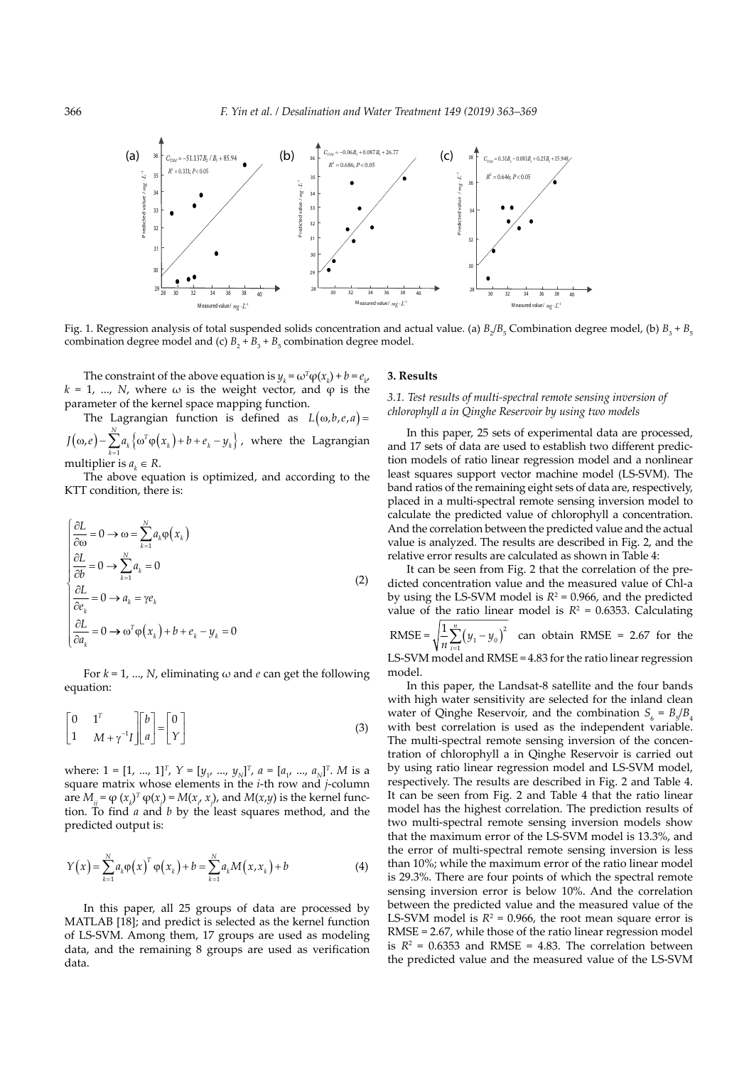Fig. 1. Regression analysis of total suspended solids concentration and actual value. (a) $B_2/B_5$ Combination degree model, (b) $B_3 + B_5$ combination degree model and (c) $B_2 + B_3 + B_5$ combination degree model.

The constraint of the above equation is $y_k = \omega^T\varphi(x_k) + b = e_k$, $k = 1, ..., N$, where $\omega$ is the weight vector, and $\varphi$ is the parameter of the kernel space mapping function.

The Lagrangian function is defined as $L(\omega,b,e,a) = J(\omega,e) - \sum_{k=1}^{N} a_k \left\{ \omega^T\varphi(x_k) + b + e_k - y_k \right\}$, where the Lagrangian multiplier is $a_k \in R$.

The above equation is optimized, and according to the KTT condition, there is:

$$
\begin{cases}
\dfrac{\partial L}{\partial \omega} = 0 \rightarrow \omega = \sum_{k=1}^{N} a_k \varphi(x_k) \\
\dfrac{\partial L}{\partial b} = 0 \rightarrow \sum_{k=1}^{N} a_k = 0 \\
\dfrac{\partial L}{\partial e_k} = 0 \rightarrow a_k = \gamma e_k \\
\dfrac{\partial L}{\partial a_k} = 0 \rightarrow \omega^T\varphi(x_k) + b + e_k - y_k = 0
\end{cases}
\tag{2}
$$

For $k = 1, ..., N$, eliminating $\omega$ and $e$ can get the following equation:

$$
\begin{bmatrix} 0 & 1^T \\ 1 & M + \gamma^{-1}I \end{bmatrix} \begin{bmatrix} b \\ a \end{bmatrix} = \begin{bmatrix} 0 \\ Y \end{bmatrix}
\tag{3}
$$

where: $1 = [1, ..., 1]^T$, $Y = [y_1, ..., y_N]^T$, $a = [a_1, ..., a_N]^T$. $M$ is a square matrix whose elements in the $i$-th row and $j$-column are $M_{ij} = \varphi(x_k)^T \varphi(x_l) = M(x_i, x_j)$, and $M(x,y)$ is the kernel function. To find $a$ and $b$ by the least squares method, and the predicted output is:

$$
Y(x) = \sum_{k=1}^{N} a_k \varphi(x)^T \varphi(x_k) + b = \sum_{k=1}^{N} a_k M(x, x_k) + b
\tag{4}
$$

In this paper, all 25 groups of data are processed by MATLAB [18]; and predict is selected as the kernel function of LS-SVM. Among them, 17 groups are used as modeling data, and the remaining 8 groups are used as verification data.

## 3. Results

### 3.1. Test results of multi-spectral remote sensing inversion of chlorophyll a in Qinghe Reservoir by using two models

In this paper, 25 sets of experimental data are processed, and 17 sets of data are used to establish two different prediction models of ratio linear regression model and a nonlinear least squares support vector machine model (LS-SVM). The band ratios of the remaining eight sets of data are, respectively, placed in a multi-spectral remote sensing inversion model to calculate the predicted value of chlorophyll a concentration. And the correlation between the predicted value and the actual value is analyzed. The results are described in Fig. 2, and the relative error results are calculated as shown in Table 4:

It can be seen from Fig. 2 that the correlation of the predicted concentration value and the measured value of Chl-a by using the LS-SVM model is $R^2 = 0.966$, and the predicted value of the ratio linear model is $R^2 = 0.6353$. Calculating $\text{RMSE} = \sqrt{\frac{1}{n}\sum_{i=1}^{n}(y_1 - y_0)^2}$ can obtain RMSE = 2.67 for the LS-SVM model and RMSE = 4.83 for the ratio linear regression model.

In this paper, the Landsat-8 satellite and the four bands with high water sensitivity are selected for the inland clean water of Qinghe Reservoir, and the combination $S_6 = B_5/B_4$ with best correlation is used as the independent variable. The multi-spectral remote sensing inversion of the concentration of chlorophyll a in Qinghe Reservoir is carried out by using ratio linear regression model and LS-SVM model, respectively. The results are described in Fig. 2 and Table 4. It can be seen from Fig. 2 and Table 4 that the ratio linear model has the highest correlation. The prediction results of two multi-spectral remote sensing inversion models show that the maximum error of the LS-SVM model is 13.3%, and the error of multi-spectral remote sensing inversion is less than 10%; while the maximum error of the ratio linear model is 29.3%. There are four points of which the spectral remote sensing inversion error is below 10%. And the correlation between the predicted value and the measured value of the LS-SVM model is $R^2 = 0.966$, the root mean square error is RMSE = 2.67, while those of the ratio linear regression model is $R^2 = 0.6353$ and RMSE = 4.83. The correlation between the predicted value and the measured value of the LS-SVM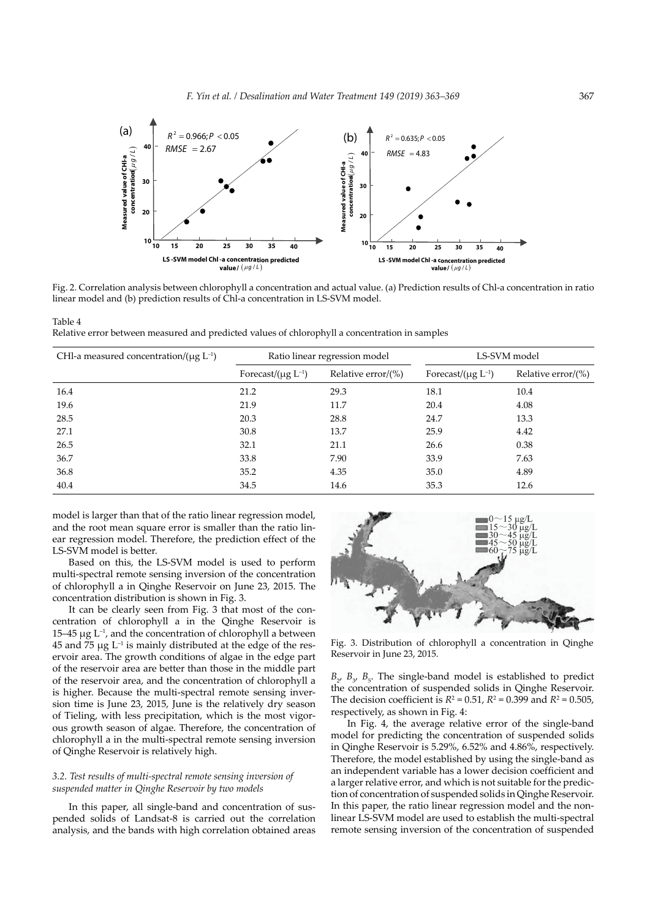Fig. 2. Correlation analysis between chlorophyll concentration and actual value. (a) Prediction results of Chl-a concentration in ratio linear model and (b) prediction results of Chl-a concentration in LS-SVM model.

Table 4
Relative error between measured and predicted values of chlorophyll a concentration in samples

| CHl-a measured concentration/(μg L$^{-1}$) | Ratio linear regression model | | LS-SVM model | |
|---|---|---|---|---|
| | Forecast/(μg L$^{-1}$) | Relative error/(%) | Forecast/(μg L$^{-1}$) | Relative error/(%) |
| 16.4 | 21.2 | 29.3 | 18.1 | 10.4 |
| 19.6 | 21.9 | 11.7 | 20.4 | 4.08 |
| 28.5 | 20.3 | 28.8 | 24.7 | 13.3 |
| 27.1 | 30.8 | 13.7 | 25.9 | 4.42 |
| 26.5 | 32.1 | 21.1 | 26.6 | 0.38 |
| 36.7 | 33.8 | 7.90 | 33.9 | 7.63 |
| 36.8 | 35.2 | 4.35 | 35.0 | 4.89 |
| 40.4 | 34.5 | 14.6 | 35.3 | 12.6 |

model is larger than that of the ratio linear regression model, and the root mean square error is smaller than the ratio linear regression model. Therefore, the prediction effect of the LS-SVM model is better.

Based on this, the LS-SVM model is used to perform multi-spectral remote sensing inversion of the concentration of chlorophyll a in Qinghe Reservoir on June 23, 2015. The concentration distribution is shown in Fig. 3.

It can be clearly seen from Fig. 3 that most of the concentration of chlorophyll a in the Qinghe Reservoir is 15–45 μg L$^{-1}$, and the concentration of chlorophyll a between 45 and 75 μg L$^{-1}$ is mainly distributed at the edge of the reservoir area. The growth conditions of algae in the edge part of the reservoir area are better than those in the middle part of the reservoir area, and the concentration of chlorophyll a is higher. Because the multi-spectral remote sensing inversion time is June 23, 2015, June is the relatively dry season of Tieling, with less precipitation, which is the most vigorous growth season of algae. Therefore, the concentration of chlorophyll a in the multi-spectral remote sensing inversion of Qinghe Reservoir is relatively high.

### 3.2. Test results of multi-spectral remote sensing inversion of suspended matter in Qinghe Reservoir by two models

In this paper, all single-band and concentration of suspended solids of Landsat-8 is carried out the correlation analysis, and the bands with high correlation obtained areas

Fig. 3. Distribution of chlorophyll a concentration in Qinghe Reservoir in June 23, 2015.

$B_2$, $B_3$, $B_5$. The single-band model is established to predict the concentration of suspended solids in Qinghe Reservoir. The decision coefficient is $R^2 = 0.51$, $R^2 = 0.399$ and $R^2 = 0.505$, respectively, as shown in Fig. 4:

In Fig. 4, the average relative error of the single-band model for predicting the concentration of suspended solids in Qinghe Reservoir is 5.29%, 6.52% and 4.86%, respectively. Therefore, the model established by using the single-band as an independent variable has a lower decision coefficient and a larger relative error, and which is not suitable for the prediction of concentration of suspended solids in Qinghe Reservoir. In this paper, the ratio linear regression model and the nonlinear LS-SVM model are used to establish the multi-spectral remote sensing inversion of the concentration of suspended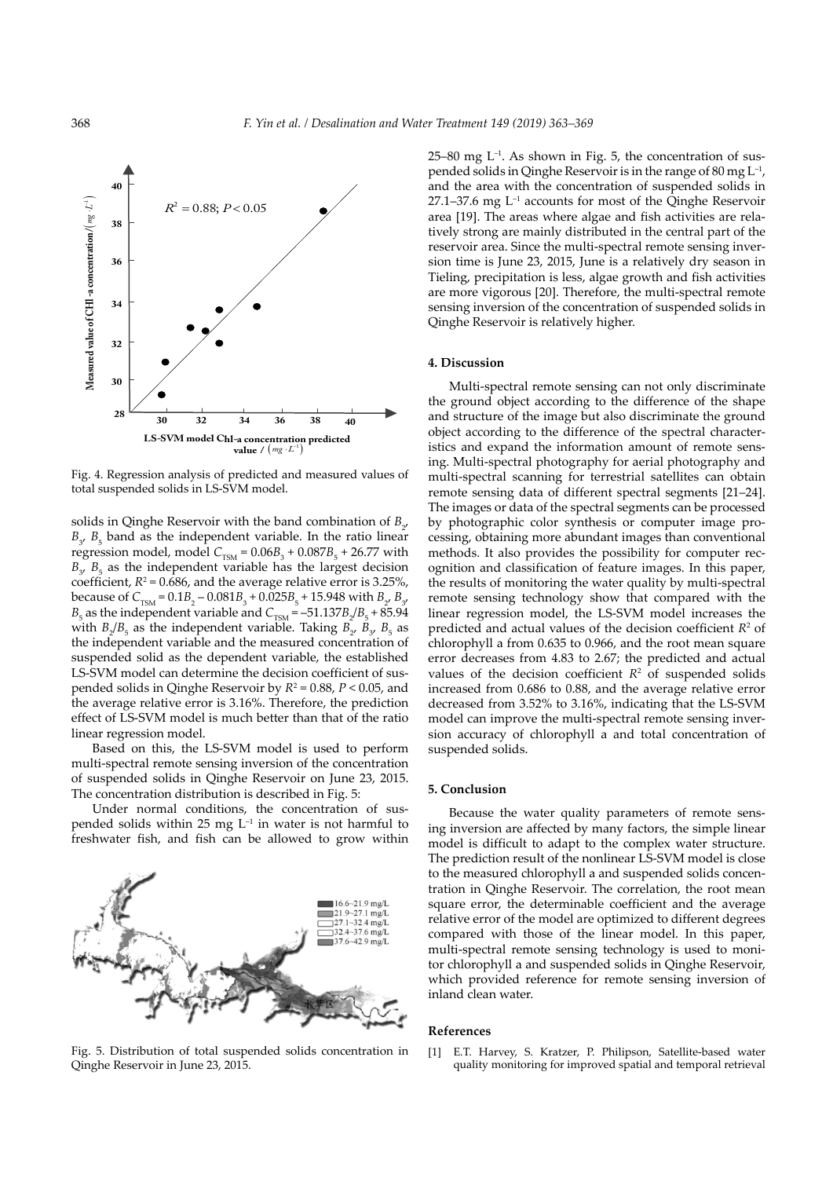Fig. 4. Regression analysis of predicted and measured values of total suspended solids in LS-SVM model.

solids in Qinghe Reservoir with the band combination of $B_2$, $B_3$, $B_5$ band as the independent variable. In the ratio linear regression model, model $C_{TSM} = 0.06B_3 + 0.087B_5 + 26.77$ with $B_3$, $B_5$ as the independent variable has the largest decision coefficient, $R^2 = 0.686$, and the average relative error is 3.25%, because of $C_{TSM} = 0.1B_2 - 0.081B_3 + 0.025B_5 + 15.948$ with $B_2$, $B_3$, $B_5$ as the independent variable and $C_{TSM} = -51.137B_2/B_5 + 85.94$ with $B_2/B_5$ as the independent variable. Taking $B_2$, $B_3$, $B_5$ as the independent variable and the measured concentration of suspended solid as the dependent variable, the established LS-SVM model can determine the decision coefficient of suspended solids in Qinghe Reservoir by $R^2 = 0.88$, $P < 0.05$, and the average relative error is 3.16%. Therefore, the prediction effect of LS-SVM model is much better than that of the ratio linear regression model.

Based on this, the LS-SVM model is used to perform multi-spectral remote sensing inversion of the concentration of suspended solids in Qinghe Reservoir on June 23, 2015. The concentration distribution is described in Fig. 5:

Under normal conditions, the concentration of suspended solids within 25 mg $L^{-1}$ in water is not harmful to freshwater fish, and fish can be allowed to grow within

Fig. 5. Distribution of total suspended solids concentration in Qinghe Reservoir in June 23, 2015.

25–80 mg $L^{-1}$. As shown in Fig. 5, the concentration of suspended solids in Qinghe Reservoir is in the range of 80 mg $L^{-1}$, and the area with the concentration of suspended solids in 27.1–37.6 mg $L^{-1}$ accounts for most of the Qinghe Reservoir area [19]. The areas where algae and fish activities are relatively strong are mainly distributed in the central part of the reservoir area. Since the multi-spectral remote sensing inversion time is June 23, 2015, June is a relatively dry season in Tieling, precipitation is less, algae growth and fish activities are more vigorous [20]. Therefore, the multi-spectral remote sensing inversion of the concentration of suspended solids in Qinghe Reservoir is relatively higher.

## 4. Discussion

Multi-spectral remote sensing can not only discriminate the ground object according to the difference of the shape and structure of the image but also discriminate the ground object according to the difference of the spectral characteristics and expand the information amount of remote sensing. Multi-spectral photography for aerial photography and multi-spectral scanning for terrestrial satellites can obtain remote sensing data of different spectral segments [21–24]. The images or data of the spectral segments can be processed by photographic color synthesis or computer image processing, obtaining more abundant images than conventional methods. It also provides the possibility for computer recognition and classification of feature images. In this paper, the results of monitoring the water quality by multi-spectral remote sensing technology show that compared with the linear regression model, the LS-SVM model increases the predicted and actual values of the decision coefficient $R^2$ of chlorophyll a from 0.635 to 0.966, and the root mean square error decreases from 4.83 to 2.67; the predicted and actual values of the decision coefficient $R^2$ of suspended solids increased from 0.686 to 0.88, and the average relative error decreased from 3.52% to 3.16%, indicating that the LS-SVM model can improve the multi-spectral remote sensing inversion accuracy of chlorophyll a and total concentration of suspended solids.

## 5. Conclusion

Because the water quality parameters of remote sensing inversion are affected by many factors, the simple linear model is difficult to adapt to the complex water structure. The prediction result of the nonlinear LS-SVM model is close to the measured chlorophyll a and suspended solids concentration in Qinghe Reservoir. The correlation, the root mean square error, the determinable coefficient and the average relative error of the model are optimized to different degrees compared with those of the linear model. In this paper, multi-spectral remote sensing technology is used to monitor chlorophyll a and suspended solids in Qinghe Reservoir, which provided reference for remote sensing inversion of inland clean water.

## References

[1] E.T. Harvey, S. Kratzer, P. Philipson, Satellite-based water quality monitoring for improved spatial and temporal retrieval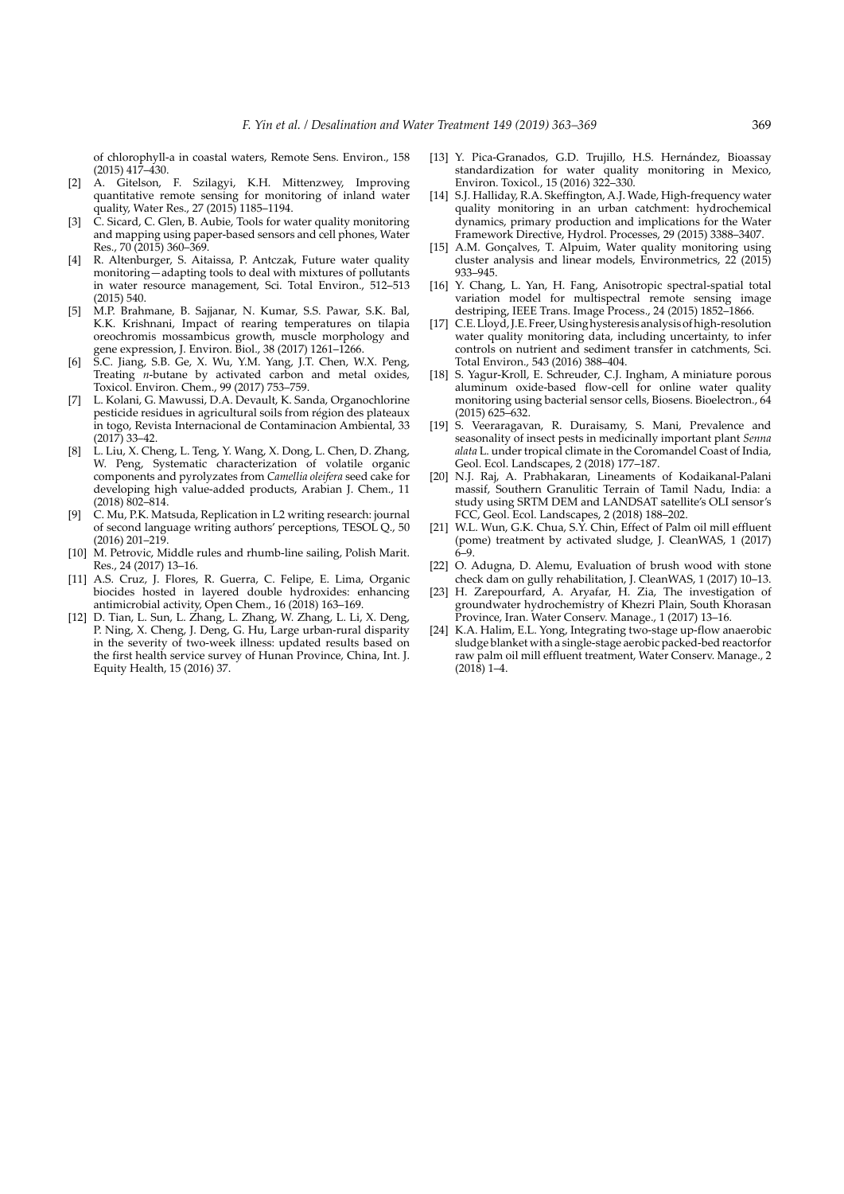of chlorophyll-a in coastal waters, Remote Sens. Environ., 158 (2015) 417–430.

[2] A. Gitelson, F. Szilagyi, K.H. Mittenzwey, Improving quantitative remote sensing for monitoring of inland water quality, Water Res., 27 (2015) 1185–1194.

[3] C. Sicard, C. Glen, B. Aubie, Tools for water quality monitoring and mapping using paper-based sensors and cell phones, Water Res., 70 (2015) 360–369.

[4] R. Altenburger, S. Aitaissa, P. Antczak, Future water quality monitoring—adapting tools to deal with mixtures of pollutants in water resource management, Sci. Total Environ., 512–513 (2015) 540.

[5] M.P. Brahmane, B. Sajjanar, N. Kumar, S.S. Pawar, S.K. Bal, K.K. Krishnani, Impact of rearing temperatures on tilapia oreochromis mossambicus growth, muscle morphology and gene expression, J. Environ. Biol., 38 (2017) 1261–1266.

[6] S.C. Jiang, S.B. Ge, X. Wu, Y.M. Yang, J.T. Chen, W.X. Peng, Treating *n*-butane by activated carbon and metal oxides, Toxicol. Environ. Chem., 99 (2017) 753–759.

[7] L. Kolani, G. Mawussi, D.A. Devault, K. Sanda, Organochlorine pesticide residues in agricultural soils from région des plateaux in togo, Revista Internacional de Contaminacion Ambiental, 33 (2017) 33–42.

[8] L. Liu, X. Cheng, L. Teng, Y. Wang, X. Dong, L. Chen, D. Zhang, W. Peng, Systematic characterization of volatile organic components and pyrolyzates from *Camellia oleifera* seed cake for developing high value-added products, Arabian J. Chem., 11 (2018) 802–814.

[9] C. Mu, P.K. Matsuda, Replication in L2 writing research: journal of second language writing authors' perceptions, TESOL Q., 50 (2016) 201–219.

[10] M. Petrovic, Middle rules and rhumb-line sailing, Polish Marit. Res., 24 (2017) 13–16.

[11] A.S. Cruz, J. Flores, R. Guerra, C. Felipe, E. Lima, Organic biocides hosted in layered double hydroxides: enhancing antimicrobial activity, Open Chem., 16 (2018) 163–169.

[12] D. Tian, L. Sun, L. Zhang, L. Zhang, W. Zhang, L. Li, X. Deng, P. Ning, X. Cheng, J. Deng, G. Hu, Large urban-rural disparity in the severity of two-week illness: updated results based on the first health service survey of Hunan Province, China, Int. J. Equity Health, 15 (2016) 37.

[13] Y. Pica-Granados, G.D. Trujillo, H.S. Hernández, Bioassay standardization for water quality monitoring in Mexico, Environ. Toxicol., 15 (2016) 322–330.

[14] S.J. Halliday, R.A. Skeffington, A.J. Wade, High-frequency water quality monitoring in an urban catchment: hydrochemical dynamics, primary production and implications for the Water Framework Directive, Hydrol. Processes, 29 (2015) 3388–3407.

[15] A.M. Gonçalves, T. Alpuim, Water quality monitoring using cluster analysis and linear models, Environmetrics, 22 (2015) 933–945.

[16] Y. Chang, L. Yan, H. Fang, Anisotropic spectral-spatial total variation model for multispectral remote sensing image destriping, IEEE Trans. Image Process., 24 (2015) 1852–1866.

[17] C.E. Lloyd, J.E. Freer, Using hysteresis analysis of high-resolution water quality monitoring data, including uncertainty, to infer controls on nutrient and sediment transfer in catchments, Sci. Total Environ., 543 (2016) 388–404.

[18] S. Yagur-Kroll, E. Schreuder, C.J. Ingham, A miniature porous aluminum oxide-based flow-cell for online water quality monitoring using bacterial sensor cells, Biosens. Bioelectron., 64 (2015) 625–632.

[19] S. Veeraragavan, R. Duraisamy, S. Mani, Prevalence and seasonality of insect pests in medicinally important plant *Senna alata* L. under tropical climate in the Coromandel Coast of India, Geol. Ecol. Landscapes, 2 (2018) 177–187.

[20] N.J. Raj, A. Prabhakaran, Lineaments of Kodaikanal-Palani massif, Southern Granulitic Terrain of Tamil Nadu, India: a study using SRTM DEM and LANDSAT satellite's OLI sensor's FCC, Geol. Ecol. Landscapes, 2 (2018) 188–202.

[21] W.L. Wun, G.K. Chua, S.Y. Chin, Effect of Palm oil mill effluent (pome) treatment by activated sludge, J. CleanWAS, 1 (2017) 6–9.

[22] O. Adugna, D. Alemu, Evaluation of brush wood with stone check dam on gully rehabilitation, J. CleanWAS, 1 (2017) 10–13.

[23] H. Zarepourfard, A. Aryafar, H. Zia, The investigation of groundwater hydrochemistry of Khezri Plain, South Khorasan Province, Iran. Water Conserv. Manage., 1 (2017) 13–16.

[24] K.A. Halim, E.L. Yong, Integrating two-stage up-flow anaerobic sludge blanket with a single-stage aerobic packed-bed reactorfor raw palm oil mill effluent treatment, Water Conserv. Manage., 2 (2018) 1–4.